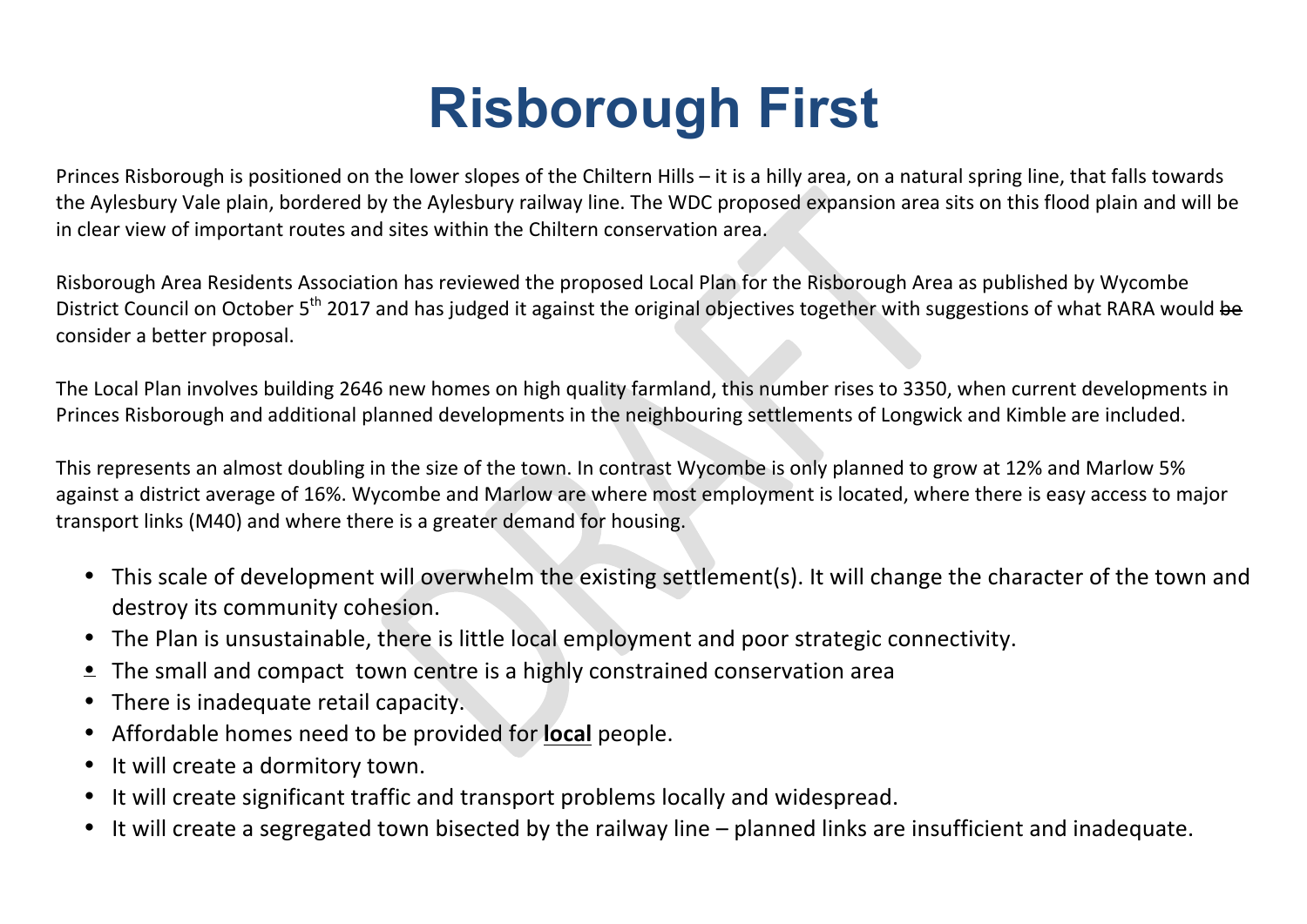# Risborough First

Princes Risborough is positioned on the lower slopes of the Chiltern Hills – it is a hilly area, on a natural spring line, that falls towards the Aylesbury Vale plain, bordered by the Aylesbury railway line. The WDC proposed expansion area sits on this flood plain and will be in clear view of important routes and sites within the Chiltern conservation area.

Risborough Area Residents Association has reviewed the proposed Local Plan for the Risborough Area as published by Wycombe District Council on October 5th 2017 and has judged it against the original objectives together with suggestions of what RARA would ~~be~~ consider a better proposal.

The Local Plan involves building 2646 new homes on high quality farmland, this number rises to 3350, when current developments in Princes Risborough and additional planned developments in the neighbouring settlements of Longwick and Kimble are included.

This represents an almost doubling in the size of the town. In contrast Wycombe is only planned to grow at 12% and Marlow 5% against a district average of 16%. Wycombe and Marlow are where most employment is located, where there is easy access to major transport links (M40) and where there is a greater demand for housing.

- This scale of development will overwhelm the existing settlement(s). It will change the character of the town and destroy its community cohesion.
- The Plan is unsustainable, there is little local employment and poor strategic connectivity.
- The small and compact town centre is a highly constrained conservation area
- There is inadequate retail capacity.
- Affordable homes need to be provided for **local** people.
- It will create a dormitory town.
- It will create significant traffic and transport problems locally and widespread.
- It will create a segregated town bisected by the railway line – planned links are insufficient and inadequate.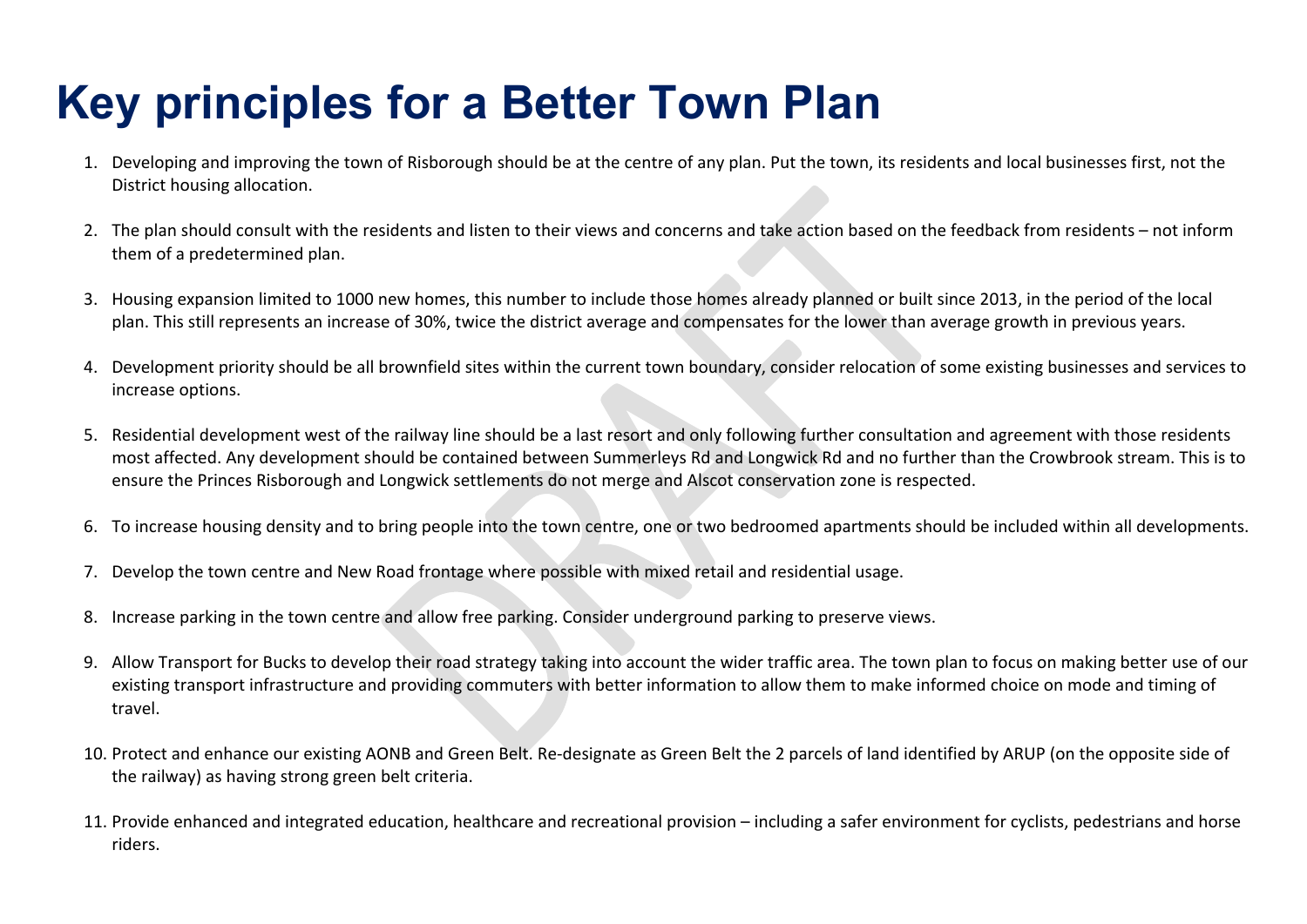# Key principles for a Better Town Plan

1. Developing and improving the town of Risborough should be at the centre of any plan. Put the town, its residents and local businesses first, not the District housing allocation.

2. The plan should consult with the residents and listen to their views and concerns and take action based on the feedback from residents – not inform them of a predetermined plan.

3. Housing expansion limited to 1000 new homes, this number to include those homes already planned or built since 2013, in the period of the local plan. This still represents an increase of 30%, twice the district average and compensates for the lower than average growth in previous years.

4. Development priority should be all brownfield sites within the current town boundary, consider relocation of some existing businesses and services to increase options.

5. Residential development west of the railway line should be a last resort and only following further consultation and agreement with those residents most affected. Any development should be contained between Summerleys Rd and Longwick Rd and no further than the Crowbrook stream. This is to ensure the Princes Risborough and Longwick settlements do not merge and Alscot conservation zone is respected.

6. To increase housing density and to bring people into the town centre, one or two bedroomed apartments should be included within all developments.

7. Develop the town centre and New Road frontage where possible with mixed retail and residential usage.

8. Increase parking in the town centre and allow free parking. Consider underground parking to preserve views.

9. Allow Transport for Bucks to develop their road strategy taking into account the wider traffic area. The town plan to focus on making better use of our existing transport infrastructure and providing commuters with better information to allow them to make informed choice on mode and timing of travel.

10. Protect and enhance our existing AONB and Green Belt. Re-designate as Green Belt the 2 parcels of land identified by ARUP (on the opposite side of the railway) as having strong green belt criteria.

11. Provide enhanced and integrated education, healthcare and recreational provision – including a safer environment for cyclists, pedestrians and horse riders.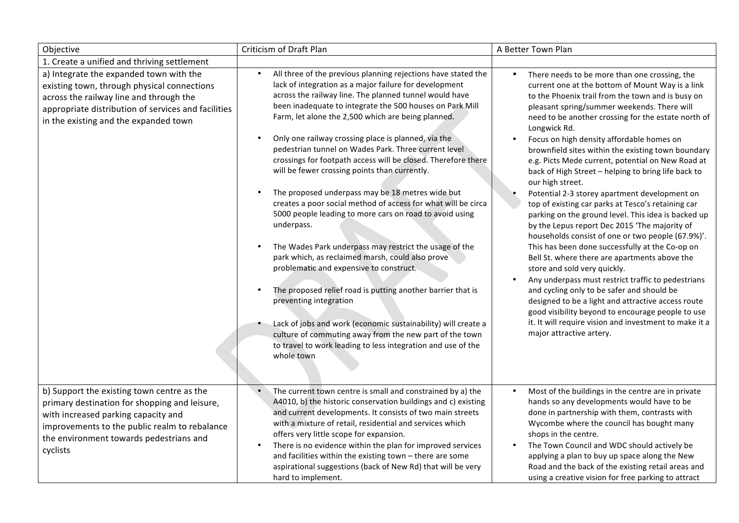| Objective | Criticism of Draft Plan | A Better Town Plan |
|---|---|---|
| 1. Create a unified and thriving settlement | | |
| a) Integrate the expanded town with the existing town, through physical connections across the railway line and through the appropriate distribution of services and facilities in the existing and the expanded town | • All three of the previous planning rejections have stated the lack of integration as a major failure for development across the railway line. The planned tunnel would have been inadequate to integrate the 500 houses on Park Mill Farm, let alone the 2,500 which are being planned.<br><br>• Only one railway crossing place is planned, via the pedestrian tunnel on Wades Park. Three current level crossings for footpath access will be closed. Therefore there will be fewer crossing points than currently.<br><br>• The proposed underpass may be 18 metres wide but creates a poor social method of access for what will be circa 5000 people leading to more cars on road to avoid using underpass.<br><br>• The Wades Park underpass may restrict the usage of the park which, as reclaimed marsh, could also prove problematic and expensive to construct.<br><br>• The proposed relief road is putting another barrier that is preventing integration<br><br>• Lack of jobs and work (economic sustainability) will create a culture of commuting away from the new part of the town to travel to work leading to less integration and use of the whole town | • There needs to be more than one crossing, the current one at the bottom of Mount Way is a link to the Phoenix trail from the town and is busy on pleasant spring/summer weekends. There will need to be another crossing for the estate north of Longwick Rd.<br>• Focus on high density affordable homes on brownfield sites within the existing town boundary e.g. Picts Mede current, potential on New Road at back of High Street – helping to bring life back to our high street.<br>• Potential 2-3 storey apartment development on top of existing car parks at Tesco's retaining car parking on the ground level. This idea is backed up by the Lepus report Dec 2015 'The majority of households consist of one or two people (67.9%)'. This has been done successfully at the Co-op on Bell St. where there are apartments above the store and sold very quickly.<br>• Any underpass must restrict traffic to pedestrians and cycling only to be safer and should be designed to be a light and attractive access route good visibility beyond to encourage people to use it. It will require vision and investment to make it a major attractive artery. |
| b) Support the existing town centre as the primary destination for shopping and leisure, with increased parking capacity and improvements to the public realm to rebalance the environment towards pedestrians and cyclists | • The current town centre is small and constrained by a) the A4010, b) the historic conservation buildings and c) existing and current developments. It consists of two main streets with a mixture of retail, residential and services which offers very little scope for expansion.<br>• There is no evidence within the plan for improved services and facilities within the existing town – there are some aspirational suggestions (back of New Rd) that will be very hard to implement. | • Most of the buildings in the centre are in private hands so any developments would have to be done in partnership with them, contrasts with Wycombe where the council has bought many shops in the centre.<br>• The Town Council and WDC should actively be applying a plan to buy up space along the New Road and the back of the existing retail areas and using a creative vision for free parking to attract |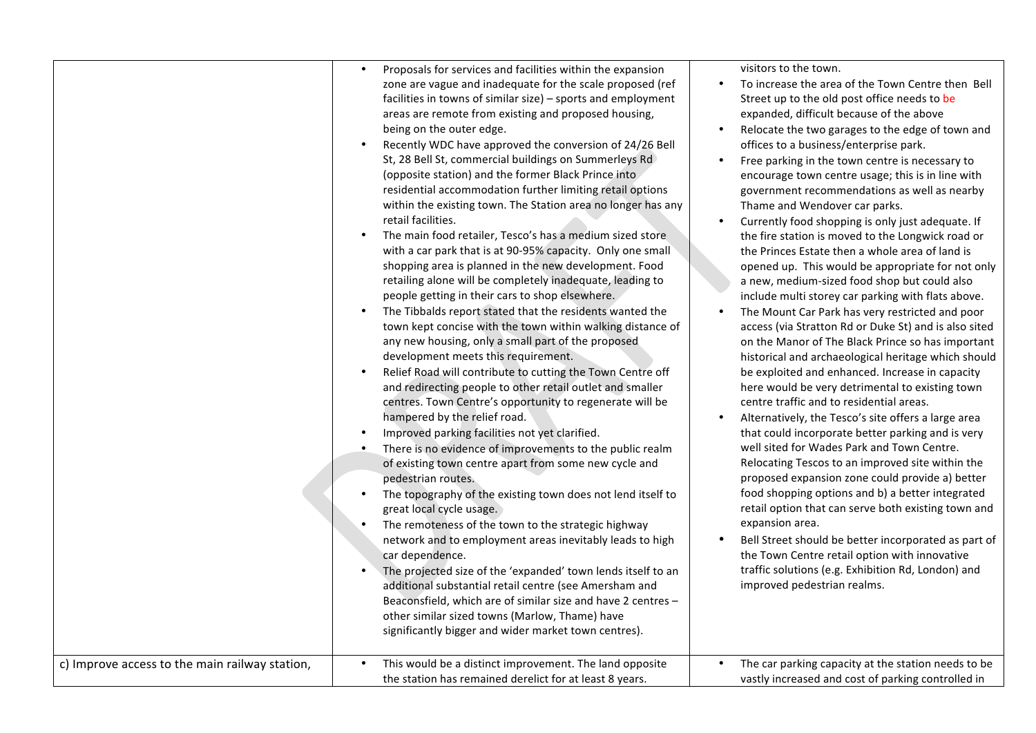| | | |
|---|---|---|
| | • Proposals for services and facilities within the expansion zone are vague and inadequate for the scale proposed (ref facilities in towns of similar size) – sports and employment areas are remote from existing and proposed housing, being on the outer edge.<br>• Recently WDC have approved the conversion of 24/26 Bell St, 28 Bell St, commercial buildings on Summerleys Rd (opposite station) and the former Black Prince into residential accommodation further limiting retail options within the existing town. The Station area no longer has any retail facilities.<br>• The main food retailer, Tesco's has a medium sized store with a car park that is at 90-95% capacity. Only one small shopping area is planned in the new development. Food retailing alone will be completely inadequate, leading to people getting in their cars to shop elsewhere.<br>• The Tibbalds report stated that the residents wanted the town kept concise with the town within walking distance of any new housing, only a small part of the proposed development meets this requirement.<br>• Relief Road will contribute to cutting the Town Centre off and redirecting people to other retail outlet and smaller centres. Town Centre's opportunity to regenerate will be hampered by the relief road.<br>• Improved parking facilities not yet clarified.<br>• There is no evidence of improvements to the public realm of existing town centre apart from some new cycle and pedestrian routes.<br>• The topography of the existing town does not lend itself to great local cycle usage.<br>• The remoteness of the town to the strategic highway network and to employment areas inevitably leads to high car dependence.<br>• The projected size of the 'expanded' town lends itself to an additional substantial retail centre (see Amersham and Beaconsfield, which are of similar size and have 2 centres – other similar sized towns (Marlow, Thame) have significantly bigger and wider market town centres). | visitors to the town.<br>• To increase the area of the Town Centre then Bell Street up to the old post office needs to be expanded, difficult because of the above<br>• Relocate the two garages to the edge of town and offices to a business/enterprise park.<br>• Free parking in the town centre is necessary to encourage town centre usage; this is in line with government recommendations as well as nearby Thame and Wendover car parks.<br>• Currently food shopping is only just adequate. If the fire station is moved to the Longwick road or the Princes Estate then a whole area of land is opened up. This would be appropriate for not only a new, medium-sized food shop but could also include multi storey car parking with flats above.<br>• The Mount Car Park has very restricted and poor access (via Stratton Rd or Duke St) and is also sited on the Manor of The Black Prince so has important historical and archaeological heritage which should be exploited and enhanced. Increase in capacity here would be very detrimental to existing town centre traffic and to residential areas.<br>• Alternatively, the Tesco's site offers a large area that could incorporate better parking and is very well sited for Wades Park and Town Centre. Relocating Tescos to an improved site within the proposed expansion zone could provide a) better food shopping options and b) a better integrated retail option that can serve both existing town and expansion area.<br>• Bell Street should be better incorporated as part of the Town Centre retail option with innovative traffic solutions (e.g. Exhibition Rd, London) and improved pedestrian realms. |
| c) Improve access to the main railway station, | • This would be a distinct improvement. The land opposite the station has remained derelict for at least 8 years. | • The car parking capacity at the station needs to be vastly increased and cost of parking controlled in |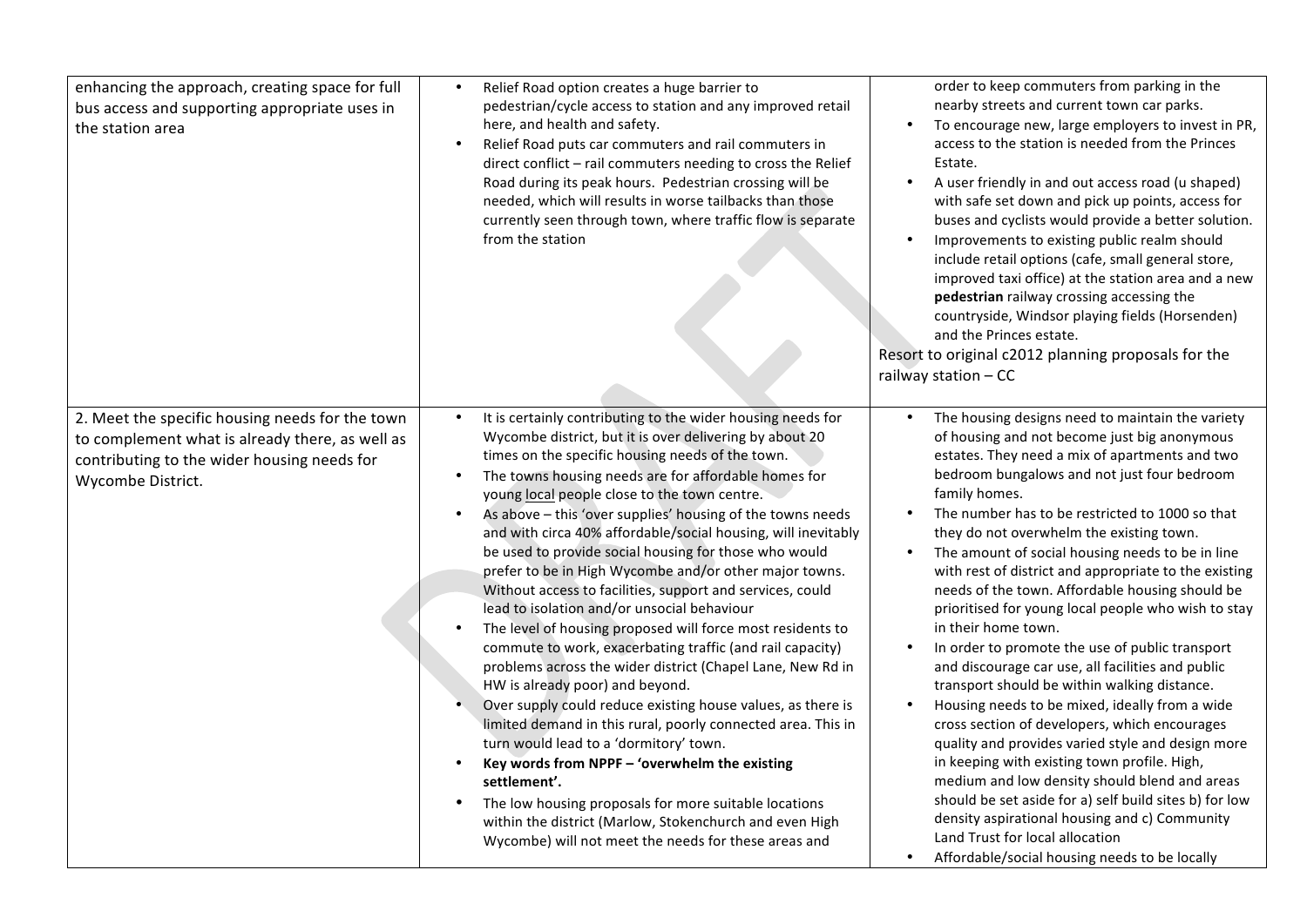| | | |
|---|---|---|
| enhancing the approach, creating space for full bus access and supporting appropriate uses in the station area | • Relief Road option creates a huge barrier to pedestrian/cycle access to station and any improved retail here, and health and safety.<br>• Relief Road puts car commuters and rail commuters in direct conflict – rail commuters needing to cross the Relief Road during its peak hours. Pedestrian crossing will be needed, which will results in worse tailbacks than those currently seen through town, where traffic flow is separate from the station | order to keep commuters from parking in the nearby streets and current town car parks.<br>• To encourage new, large employers to invest in PR, access to the station is needed from the Princes Estate.<br>• A user friendly in and out access road (u shaped) with safe set down and pick up points, access for buses and cyclists would provide a better solution.<br>• Improvements to existing public realm should include retail options (cafe, small general store, improved taxi office) at the station area and a new **pedestrian** railway crossing accessing the countryside, Windsor playing fields (Horsenden) and the Princes estate.<br>Resort to original c2012 planning proposals for the railway station – CC |
| 2. Meet the specific housing needs for the town to complement what is already there, as well as contributing to the wider housing needs for Wycombe District. | • It is certainly contributing to the wider housing needs for Wycombe district, but it is over delivering by about 20 times on the specific housing needs of the town.<br>• The towns housing needs are for affordable homes for young <u>local</u> people close to the town centre.<br>• As above – this 'over supplies' housing of the towns needs and with circa 40% affordable/social housing, will inevitably be used to provide social housing for those who would prefer to be in High Wycombe and/or other major towns. Without access to facilities, support and services, could lead to isolation and/or unsocial behaviour<br>• The level of housing proposed will force most residents to commute to work, exacerbating traffic (and rail capacity) problems across the wider district (Chapel Lane, New Rd in HW is already poor) and beyond.<br>• Over supply could reduce existing house values, as there is limited demand in this rural, poorly connected area. This in turn would lead to a 'dormitory' town.<br>• **Key words from NPPF – 'overwhelm the existing settlement'.**<br>• The low housing proposals for more suitable locations within the district (Marlow, Stokenchurch and even High Wycombe) will not meet the needs for these areas and | • The housing designs need to maintain the variety of housing and not become just big anonymous estates. They need a mix of apartments and two bedroom bungalows and not just four bedroom family homes.<br>• The number has to be restricted to 1000 so that they do not overwhelm the existing town.<br>• The amount of social housing needs to be in line with rest of district and appropriate to the existing needs of the town. Affordable housing should be prioritised for young local people who wish to stay in their home town.<br>• In order to promote the use of public transport and discourage car use, all facilities and public transport should be within walking distance.<br>• Housing needs to be mixed, ideally from a wide cross section of developers, which encourages quality and provides varied style and design more in keeping with existing town profile. High, medium and low density should blend and areas should be set aside for a) self build sites b) for low density aspirational housing and c) Community Land Trust for local allocation<br>• Affordable/social housing needs to be locally |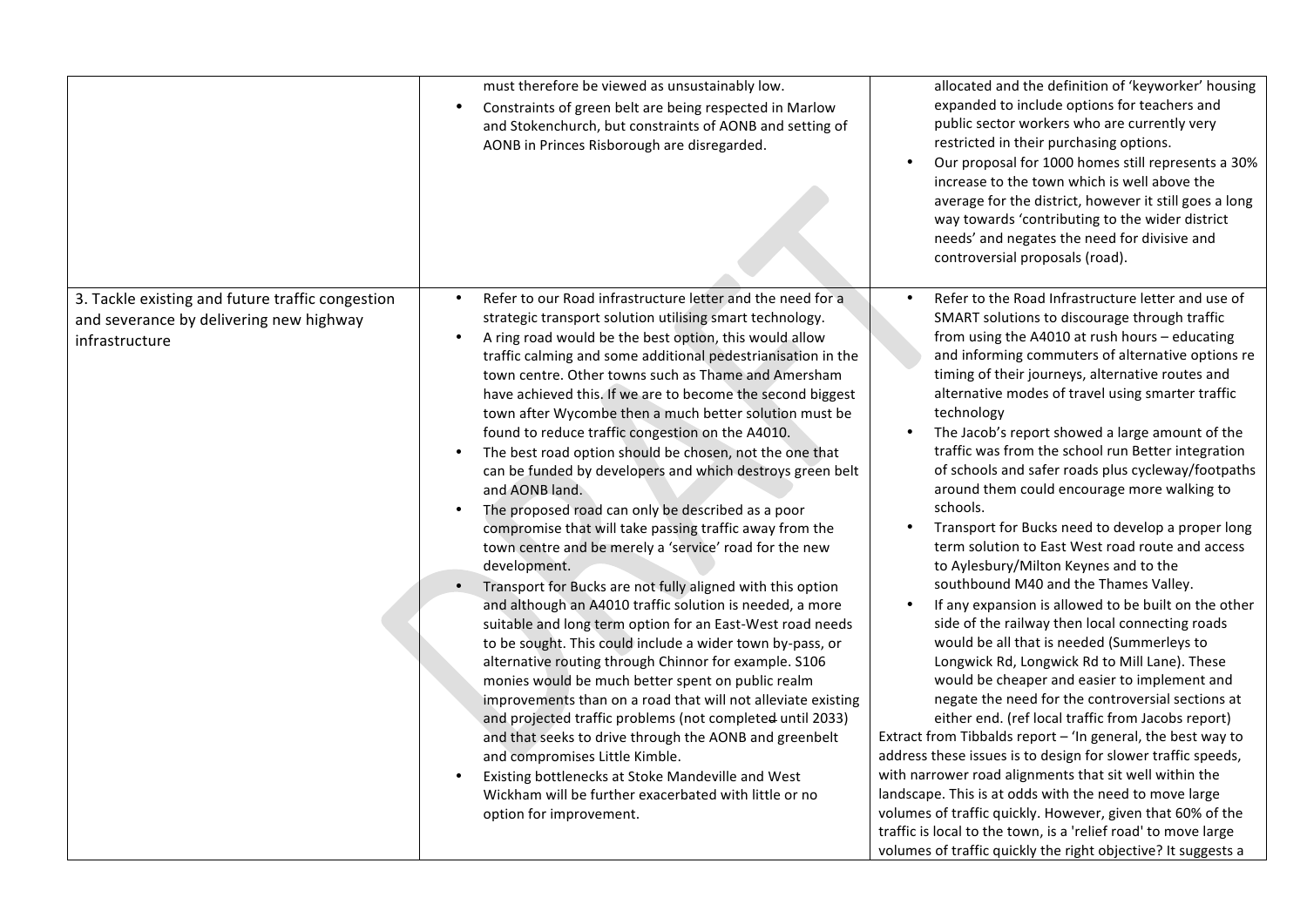| | | |
|---|---|---|
| | must therefore be viewed as unsustainably low.<br>• Constraints of green belt are being respected in Marlow and Stokenchurch, but constraints of AONB and setting of AONB in Princes Risborough are disregarded. | allocated and the definition of 'keyworker' housing expanded to include options for teachers and public sector workers who are currently very restricted in their purchasing options.<br>• Our proposal for 1000 homes still represents a 30% increase to the town which is well above the average for the district, however it still goes a long way towards 'contributing to the wider district needs' and negates the need for divisive and controversial proposals (road). |
| 3. Tackle existing and future traffic congestion and severance by delivering new highway infrastructure | • Refer to our Road infrastructure letter and the need for a strategic transport solution utilising smart technology.<br>• A ring road would be the best option, this would allow traffic calming and some additional pedestrianisation in the town centre. Other towns such as Thame and Amersham have achieved this. If we are to become the second biggest town after Wycombe then a much better solution must be found to reduce traffic congestion on the A4010.<br>• The best road option should be chosen, not the one that can be funded by developers and which destroys green belt and AONB land.<br>• The proposed road can only be described as a poor compromise that will take passing traffic away from the town centre and be merely a 'service' road for the new development.<br>• Transport for Bucks are not fully aligned with this option and although an A4010 traffic solution is needed, a more suitable and long term option for an East-West road needs to be sought. This could include a wider town by-pass, or alternative routing through Chinnor for example. S106 monies would be much better spent on public realm improvements than on a road that will not alleviate existing and projected traffic problems (not completed until 2033) and that seeks to drive through the AONB and greenbelt and compromises Little Kimble.<br>• Existing bottlenecks at Stoke Mandeville and West Wickham will be further exacerbated with little or no option for improvement. | • Refer to the Road Infrastructure letter and use of SMART solutions to discourage through traffic from using the A4010 at rush hours – educating and informing commuters of alternative options re timing of their journeys, alternative routes and alternative modes of travel using smarter traffic technology<br>• The Jacob's report showed a large amount of the traffic was from the school run Better integration of schools and safer roads plus cycleway/footpaths around them could encourage more walking to schools.<br>• Transport for Bucks need to develop a proper long term solution to East West road route and access to Aylesbury/Milton Keynes and to the southbound M40 and the Thames Valley.<br>• If any expansion is allowed to be built on the other side of the railway then local connecting roads would be all that is needed (Summerleys to Longwick Rd, Longwick Rd to Mill Lane). These would be cheaper and easier to implement and negate the need for the controversial sections at either end. (ref local traffic from Jacobs report)<br>Extract from Tibbalds report – 'In general, the best way to address these issues is to design for slower traffic speeds, with narrower road alignments that sit well within the landscape. This is at odds with the need to move large volumes of traffic quickly. However, given that 60% of the traffic is local to the town, is a 'relief road' to move large volumes of traffic quickly the right objective? It suggests a |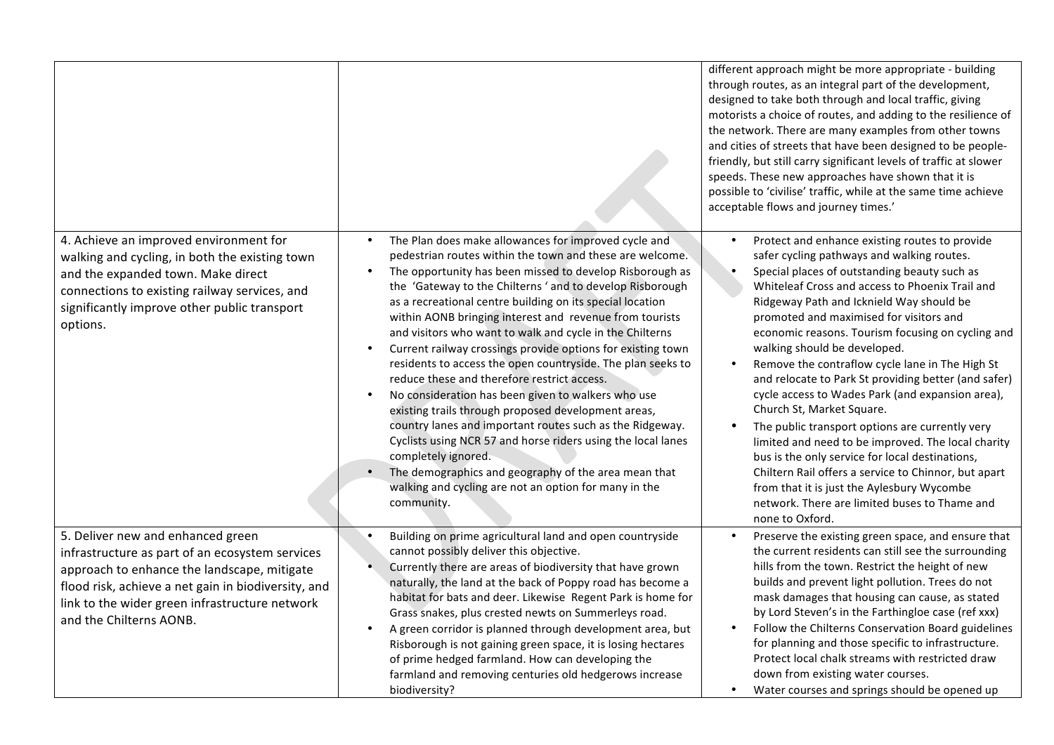| | | |
|---|---|---|
| | | different approach might be more appropriate - building through routes, as an integral part of the development, designed to take both through and local traffic, giving motorists a choice of routes, and adding to the resilience of the network. There are many examples from other towns and cities of streets that have been designed to be people-friendly, but still carry significant levels of traffic at slower speeds. These new approaches have shown that it is possible to 'civilise' traffic, while at the same time achieve acceptable flows and journey times.' |
| 4. Achieve an improved environment for walking and cycling, in both the existing town and the expanded town. Make direct connections to existing railway services, and significantly improve other public transport options. | • The Plan does make allowances for improved cycle and pedestrian routes within the town and these are welcome.<br>• The opportunity has been missed to develop Risborough as the 'Gateway to the Chilterns ' and to develop Risborough as a recreational centre building on its special location within AONB bringing interest and revenue from tourists and visitors who want to walk and cycle in the Chilterns<br>• Current railway crossings provide options for existing town residents to access the open countryside. The plan seeks to reduce these and therefore restrict access.<br>• No consideration has been given to walkers who use existing trails through proposed development areas, country lanes and important routes such as the Ridgeway. Cyclists using NCR 57 and horse riders using the local lanes completely ignored.<br>• The demographics and geography of the area mean that walking and cycling are not an option for many in the community. | • Protect and enhance existing routes to provide safer cycling pathways and walking routes.<br>• Special places of outstanding beauty such as Whiteleaf Cross and access to Phoenix Trail and Ridgeway Path and Icknield Way should be promoted and maximised for visitors and economic reasons. Tourism focusing on cycling and walking should be developed.<br>• Remove the contraflow cycle lane in The High St and relocate to Park St providing better (and safer) cycle access to Wades Park (and expansion area), Church St, Market Square.<br>• The public transport options are currently very limited and need to be improved. The local charity bus is the only service for local destinations, Chiltern Rail offers a service to Chinnor, but apart from that it is just the Aylesbury Wycombe network. There are limited buses to Thame and none to Oxford. |
| 5. Deliver new and enhanced green infrastructure as part of an ecosystem services approach to enhance the landscape, mitigate flood risk, achieve a net gain in biodiversity, and link to the wider green infrastructure network and the Chilterns AONB. | • Building on prime agricultural land and open countryside cannot possibly deliver this objective.<br>• Currently there are areas of biodiversity that have grown naturally, the land at the back of Poppy road has become a habitat for bats and deer. Likewise Regent Park is home for Grass snakes, plus crested newts on Summerleys road.<br>• A green corridor is planned through development area, but Risborough is not gaining green space, it is losing hectares of prime hedged farmland. How can developing the farmland and removing centuries old hedgerows increase biodiversity? | • Preserve the existing green space, and ensure that the current residents can still see the surrounding hills from the town. Restrict the height of new builds and prevent light pollution. Trees do not mask damages that housing can cause, as stated by Lord Steven's in the Farthingloe case (ref xxx)<br>• Follow the Chilterns Conservation Board guidelines for planning and those specific to infrastructure. Protect local chalk streams with restricted draw down from existing water courses.<br>• Water courses and springs should be opened up |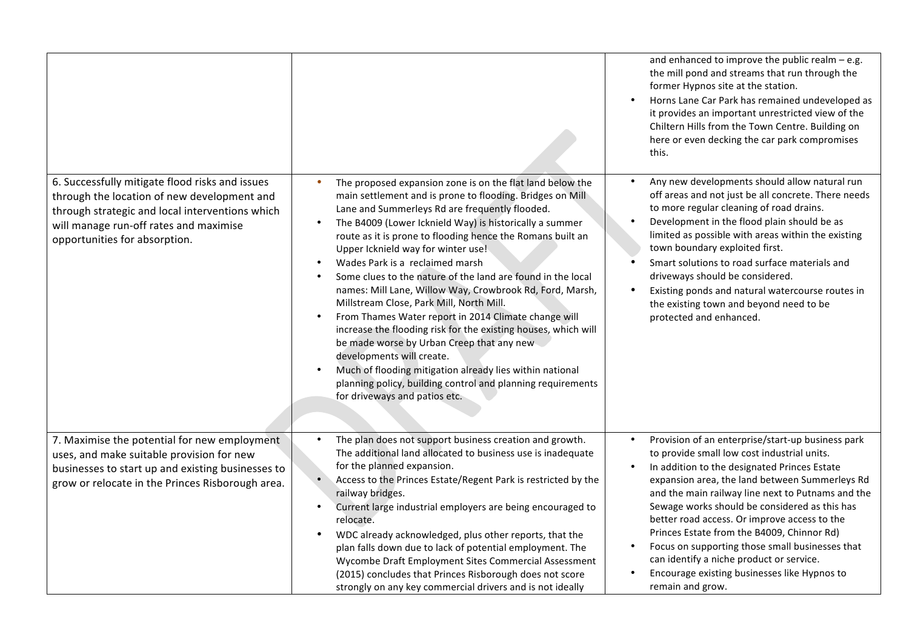| | | |
|---|---|---|
| | | and enhanced to improve the public realm – e.g. the mill pond and streams that run through the former Hypnos site at the station.<br>• Horns Lane Car Park has remained undeveloped as it provides an important unrestricted view of the Chiltern Hills from the Town Centre. Building on here or even decking the car park compromises this. |
| 6. Successfully mitigate flood risks and issues through the location of new development and through strategic and local interventions which will manage run-off rates and maximise opportunities for absorption. | • The proposed expansion zone is on the flat land below the main settlement and is prone to flooding. Bridges on Mill Lane and Summerleys Rd are frequently flooded.<br>• The B4009 (Lower Icknield Way) is historically a summer route as it is prone to flooding hence the Romans built an Upper Icknield way for winter use!<br>• Wades Park is a reclaimed marsh<br>• Some clues to the nature of the land are found in the local names: Mill Lane, Willow Way, Crowbrook Rd, Ford, Marsh, Millstream Close, Park Mill, North Mill.<br>• From Thames Water report in 2014 Climate change will increase the flooding risk for the existing houses, which will be made worse by Urban Creep that any new developments will create.<br>• Much of flooding mitigation already lies within national planning policy, building control and planning requirements for driveways and patios etc. | • Any new developments should allow natural run off areas and not just be all concrete. There needs to more regular cleaning of road drains.<br>• Development in the flood plain should be as limited as possible with areas within the existing town boundary exploited first.<br>• Smart solutions to road surface materials and driveways should be considered.<br>• Existing ponds and natural watercourse routes in the existing town and beyond need to be protected and enhanced. |
| 7. Maximise the potential for new employment uses, and make suitable provision for new businesses to start up and existing businesses to grow or relocate in the Princes Risborough area. | • The plan does not support business creation and growth. The additional land allocated to business use is inadequate for the planned expansion.<br>• Access to the Princes Estate/Regent Park is restricted by the railway bridges.<br>• Current large industrial employers are being encouraged to relocate.<br>• WDC already acknowledged, plus other reports, that the plan falls down due to lack of potential employment. The Wycombe Draft Employment Sites Commercial Assessment (2015) concludes that Princes Risborough does not score strongly on any key commercial drivers and is not ideally | • Provision of an enterprise/start-up business park to provide small low cost industrial units.<br>• In addition to the designated Princes Estate expansion area, the land between Summerleys Rd and the main railway line next to Putnams and the Sewage works should be considered as this has better road access. Or improve access to the Princes Estate from the B4009, Chinnor Rd)<br>• Focus on supporting those small businesses that can identify a niche product or service.<br>• Encourage existing businesses like Hypnos to remain and grow. |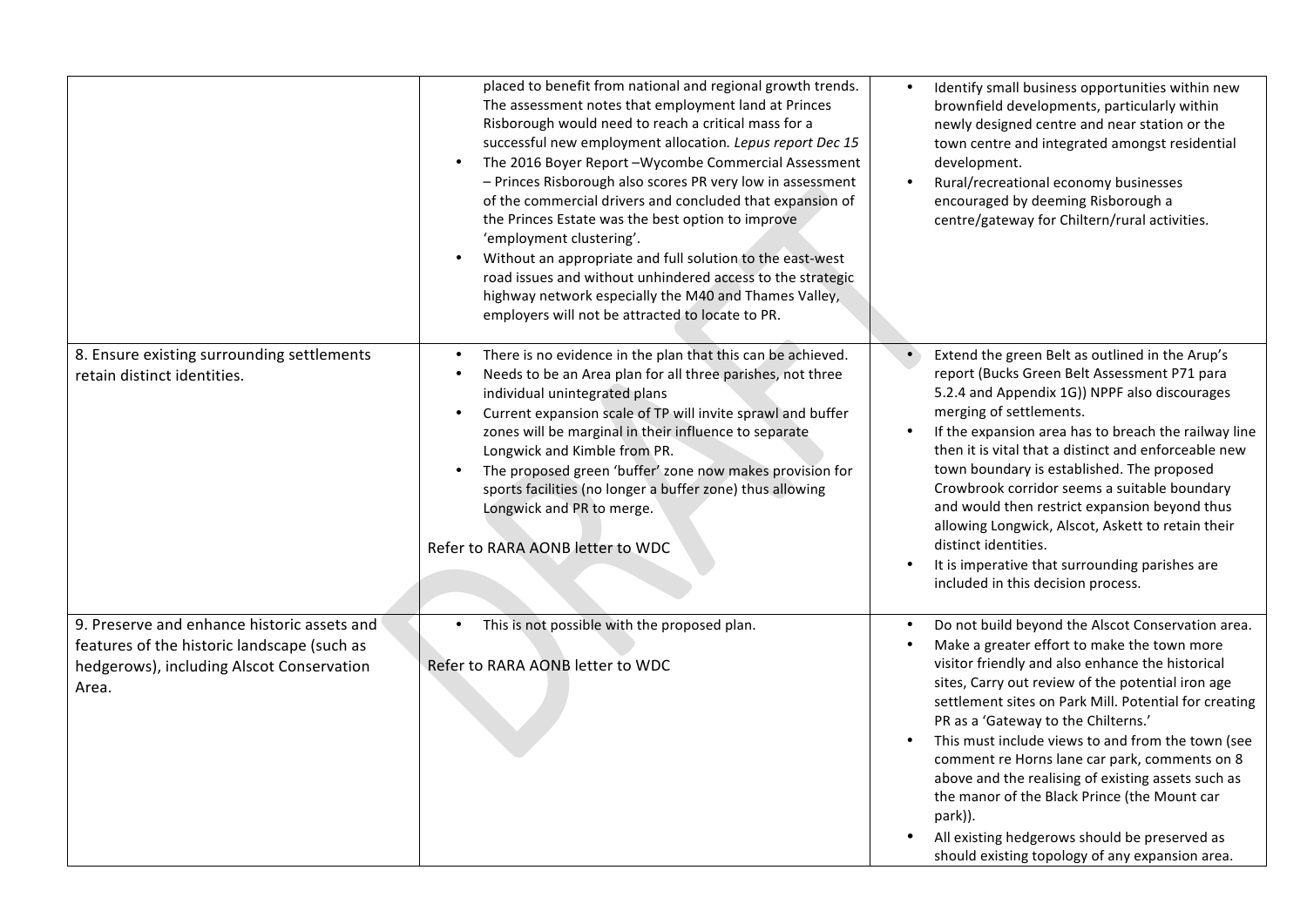| | | |
|---|---|---|
| | placed to benefit from national and regional growth trends. The assessment notes that employment land at Princes Risborough would need to reach a critical mass for a successful new employment allocation. *Lepus report Dec 15*<br>• The 2016 Boyer Report –Wycombe Commercial Assessment – Princes Risborough also scores PR very low in assessment of the commercial drivers and concluded that expansion of the Princes Estate was the best option to improve 'employment clustering'.<br>• Without an appropriate and full solution to the east-west road issues and without unhindered access to the strategic highway network especially the M40 and Thames Valley, employers will not be attracted to locate to PR. | • Identify small business opportunities within new brownfield developments, particularly within newly designed centre and near station or the town centre and integrated amongst residential development.<br>• Rural/recreational economy businesses encouraged by deeming Risborough a centre/gateway for Chiltern/rural activities. |
| 8. Ensure existing surrounding settlements retain distinct identities. | • There is no evidence in the plan that this can be achieved.<br>• Needs to be an Area plan for all three parishes, not three individual unintegrated plans<br>• Current expansion scale of TP will invite sprawl and buffer zones will be marginal in their influence to separate Longwick and Kimble from PR.<br>• The proposed green 'buffer' zone now makes provision for sports facilities (no longer a buffer zone) thus allowing Longwick and PR to merge.<br><br>Refer to RARA AONB letter to WDC | • Extend the green Belt as outlined in the Arup's report (Bucks Green Belt Assessment P71 para 5.2.4 and Appendix 1G)) NPPF also discourages merging of settlements.<br>• If the expansion area has to breach the railway line then it is vital that a distinct and enforceable new town boundary is established. The proposed Crowbrook corridor seems a suitable boundary and would then restrict expansion beyond thus allowing Longwick, Alscot, Askett to retain their distinct identities.<br>• It is imperative that surrounding parishes are included in this decision process. |
| 9. Preserve and enhance historic assets and features of the historic landscape (such as hedgerows), including Alscot Conservation Area. | • This is not possible with the proposed plan.<br><br>Refer to RARA AONB letter to WDC | • Do not build beyond the Alscot Conservation area.<br>• Make a greater effort to make the town more visitor friendly and also enhance the historical sites, Carry out review of the potential iron age settlement sites on Park Mill. Potential for creating PR as a 'Gateway to the Chilterns.'<br>• This must include views to and from the town (see comment re Horns lane car park, comments on 8 above and the realising of existing assets such as the manor of the Black Prince (the Mount car park)).<br>• All existing hedgerows should be preserved as should existing topology of any expansion area. |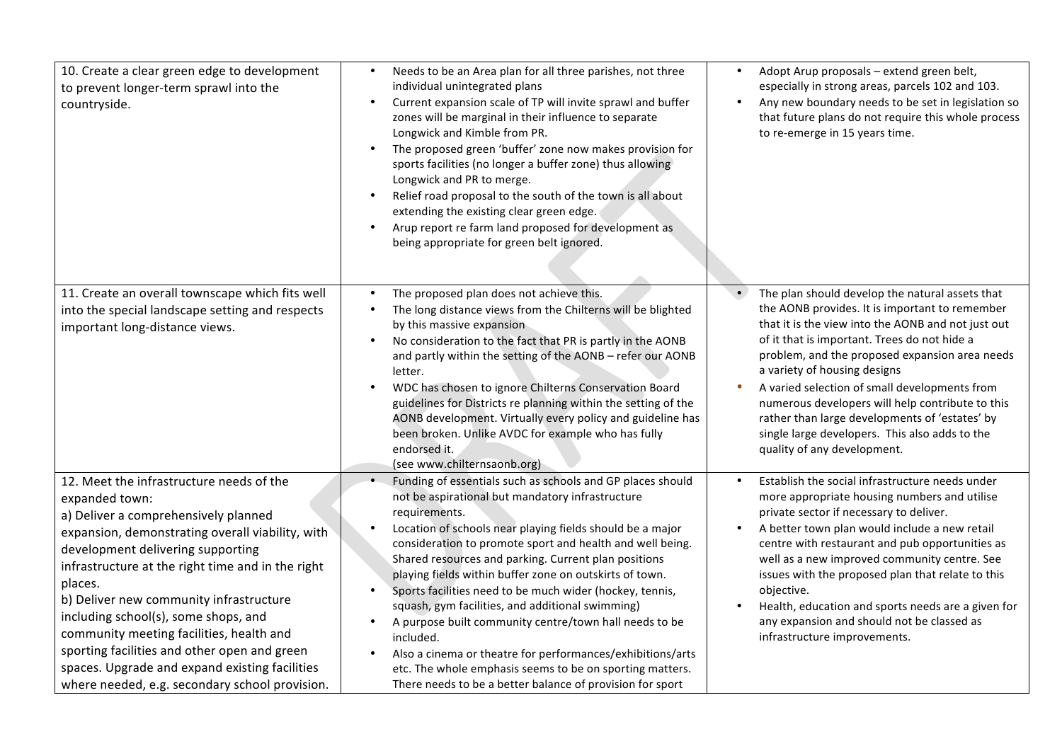| | | |
|---|---|---|
| 10. Create a clear green edge to development to prevent longer-term sprawl into the countryside. | • Needs to be an Area plan for all three parishes, not three individual unintegrated plans<br>• Current expansion scale of TP will invite sprawl and buffer zones will be marginal in their influence to separate Longwick and Kimble from PR.<br>• The proposed green 'buffer' zone now makes provision for sports facilities (no longer a buffer zone) thus allowing Longwick and PR to merge.<br>• Relief road proposal to the south of the town is all about extending the existing clear green edge.<br>• Arup report re farm land proposed for development as being appropriate for green belt ignored. | • Adopt Arup proposals – extend green belt, especially in strong areas, parcels 102 and 103.<br>• Any new boundary needs to be set in legislation so that future plans do not require this whole process to re-emerge in 15 years time. |
| 11. Create an overall townscape which fits well into the special landscape setting and respects important long-distance views. | • The proposed plan does not achieve this.<br>• The long distance views from the Chilterns will be blighted by this massive expansion<br>• No consideration to the fact that PR is partly in the AONB and partly within the setting of the AONB – refer our AONB letter.<br>• WDC has chosen to ignore Chilterns Conservation Board guidelines for Districts re planning within the setting of the AONB development. Virtually every policy and guideline has been broken. Unlike AVDC for example who has fully endorsed it.<br>(see www.chilternsaonb.org) | • The plan should develop the natural assets that the AONB provides. It is important to remember that it is the view into the AONB and not just out of it that is important. Trees do not hide a problem, and the proposed expansion area needs a variety of housing designs<br>• A varied selection of small developments from numerous developers will help contribute to this rather than large developments of 'estates' by single large developers. This also adds to the quality of any development. |
| 12. Meet the infrastructure needs of the expanded town:<br>a) Deliver a comprehensively planned expansion, demonstrating overall viability, with development delivering supporting infrastructure at the right time and in the right places.<br>b) Deliver new community infrastructure including school(s), some shops, and community meeting facilities, health and sporting facilities and other open and green spaces. Upgrade and expand existing facilities where needed, e.g. secondary school provision. | • Funding of essentials such as schools and GP places should not be aspirational but mandatory infrastructure requirements.<br>• Location of schools near playing fields should be a major consideration to promote sport and health and well being. Shared resources and parking. Current plan positions playing fields within buffer zone on outskirts of town.<br>• Sports facilities need to be much wider (hockey, tennis, squash, gym facilities, and additional swimming)<br>• A purpose built community centre/town hall needs to be included.<br>• Also a cinema or theatre for performances/exhibitions/arts etc. The whole emphasis seems to be on sporting matters. There needs to be a better balance of provision for sport | • Establish the social infrastructure needs under more appropriate housing numbers and utilise private sector if necessary to deliver.<br>• A better town plan would include a new retail centre with restaurant and pub opportunities as well as a new improved community centre. See issues with the proposed plan that relate to this objective.<br>• Health, education and sports needs are a given for any expansion and should not be classed as infrastructure improvements. |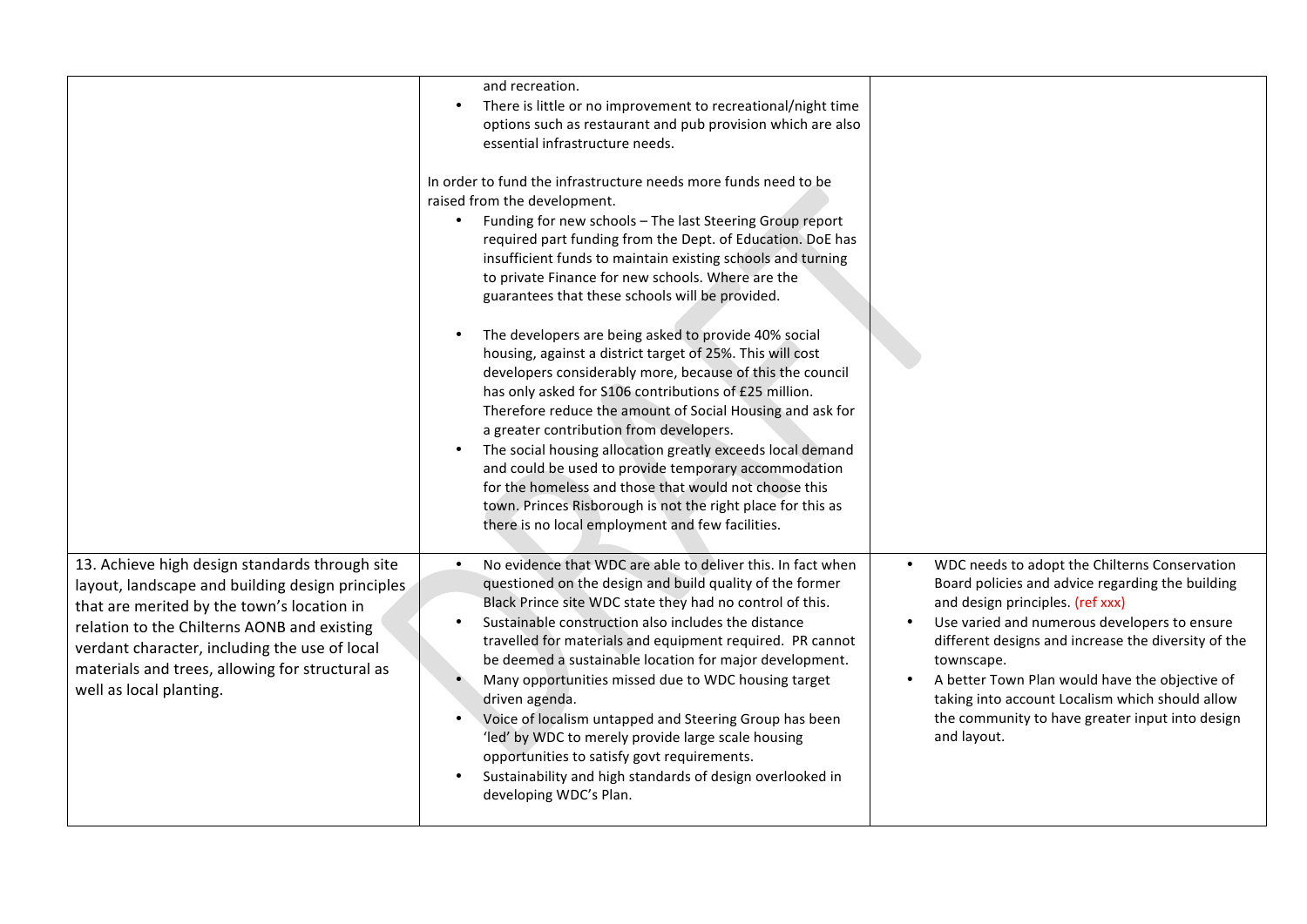| | | |
|---|---|---|
| | and recreation.<br>• There is little or no improvement to recreational/night time options such as restaurant and pub provision which are also essential infrastructure needs.<br><br>In order to fund the infrastructure needs more funds need to be raised from the development.<br>• Funding for new schools – The last Steering Group report required part funding from the Dept. of Education. DoE has insufficient funds to maintain existing schools and turning to private Finance for new schools. Where are the guarantees that these schools will be provided.<br><br>• The developers are being asked to provide 40% social housing, against a district target of 25%. This will cost developers considerably more, because of this the council has only asked for S106 contributions of £25 million. Therefore reduce the amount of Social Housing and ask for a greater contribution from developers.<br>• The social housing allocation greatly exceeds local demand and could be used to provide temporary accommodation for the homeless and those that would not choose this town. Princes Risborough is not the right place for this as there is no local employment and few facilities. | |
| 13. Achieve high design standards through site layout, landscape and building design principles that are merited by the town's location in relation to the Chilterns AONB and existing verdant character, including the use of local materials and trees, allowing for structural as well as local planting. | • No evidence that WDC are able to deliver this. In fact when questioned on the design and build quality of the former Black Prince site WDC state they had no control of this.<br>• Sustainable construction also includes the distance travelled for materials and equipment required. PR cannot be deemed a sustainable location for major development.<br>• Many opportunities missed due to WDC housing target driven agenda.<br>• Voice of localism untapped and Steering Group has been 'led' by WDC to merely provide large scale housing opportunities to satisfy govt requirements.<br>• Sustainability and high standards of design overlooked in developing WDC's Plan. | • WDC needs to adopt the Chilterns Conservation Board policies and advice regarding the building and design principles. (ref xxx)<br>• Use varied and numerous developers to ensure different designs and increase the diversity of the townscape.<br>• A better Town Plan would have the objective of taking into account Localism which should allow the community to have greater input into design and layout. |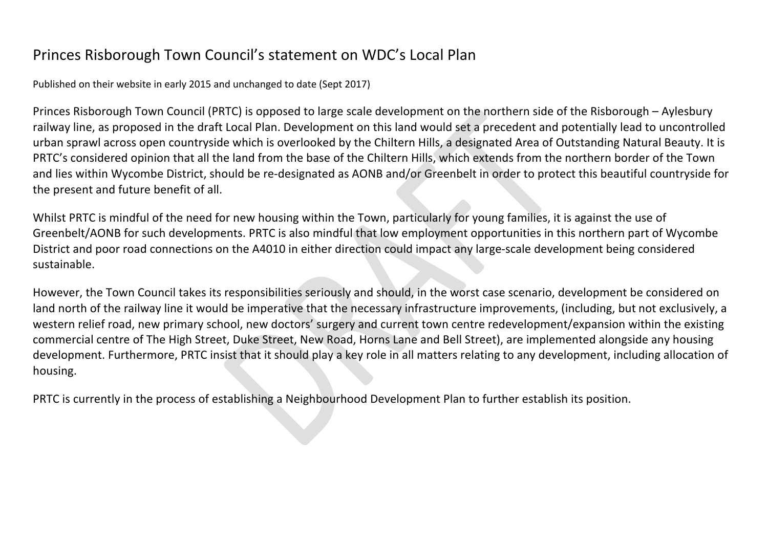# Princes Risborough Town Council's statement on WDC's Local Plan

Published on their website in early 2015 and unchanged to date (Sept 2017)

Princes Risborough Town Council (PRTC) is opposed to large scale development on the northern side of the Risborough – Aylesbury railway line, as proposed in the draft Local Plan. Development on this land would set a precedent and potentially lead to uncontrolled urban sprawl across open countryside which is overlooked by the Chiltern Hills, a designated Area of Outstanding Natural Beauty. It is PRTC's considered opinion that all the land from the base of the Chiltern Hills, which extends from the northern border of the Town and lies within Wycombe District, should be re-designated as AONB and/or Greenbelt in order to protect this beautiful countryside for the present and future benefit of all.

Whilst PRTC is mindful of the need for new housing within the Town, particularly for young families, it is against the use of Greenbelt/AONB for such developments. PRTC is also mindful that low employment opportunities in this northern part of Wycombe District and poor road connections on the A4010 in either direction could impact any large-scale development being considered sustainable.

However, the Town Council takes its responsibilities seriously and should, in the worst case scenario, development be considered on land north of the railway line it would be imperative that the necessary infrastructure improvements, (including, but not exclusively, a western relief road, new primary school, new doctors' surgery and current town centre redevelopment/expansion within the existing commercial centre of The High Street, Duke Street, New Road, Horns Lane and Bell Street), are implemented alongside any housing development. Furthermore, PRTC insist that it should play a key role in all matters relating to any development, including allocation of housing.

PRTC is currently in the process of establishing a Neighbourhood Development Plan to further establish its position.